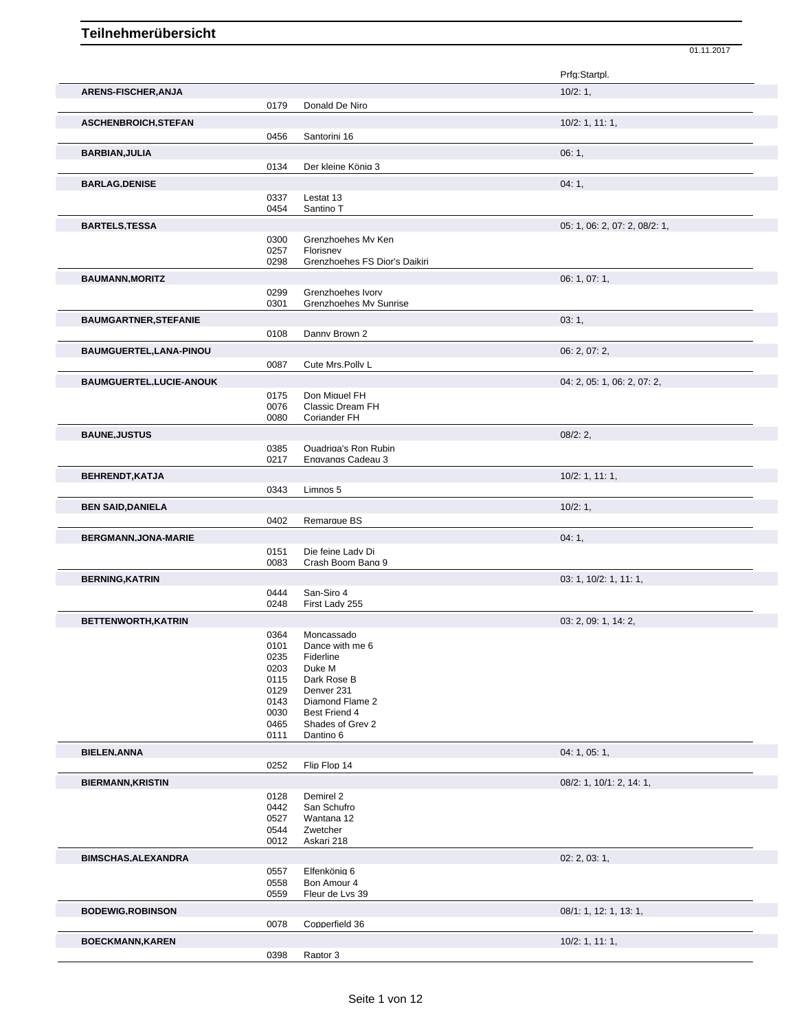# Teilnehmerübersicht

01.11.2017

| Teilnehmer | Nr. | Pferd | Prfg:Startpl. |
|---|---|---|---|
| **ARENS-FISCHER,ANJA** | | | 10/2: 1, |
| | 0179 | Donald De Niro | |
| **ASCHENBROICH,STEFAN** | | | 10/2: 1, 11: 1, |
| | 0456 | Santorini 16 | |
| **BARBIAN,JULIA** | | | 06: 1, |
| | 0134 | Der kleine König 3 | |
| **BARLAG,DENISE** | | | 04: 1, |
| | 0337 | Lestat 13 | |
| | 0454 | Santino T | |
| **BARTELS,TESSA** | | | 05: 1, 06: 2, 07: 2, 08/2: 1, |
| | 0300 | Grenzhoehes My Ken | |
| | 0257 | Florisney | |
| | 0298 | Grenzhoehes FS Dior's Daikiri | |
| **BAUMANN,MORITZ** | | | 06: 1, 07: 1, |
| | 0299 | Grenzhoehes Ivory | |
| | 0301 | Grenzhoehes My Sunrise | |
| **BAUMGARTNER,STEFANIE** | | | 03: 1, |
| | 0108 | Danny Brown 2 | |
| **BAUMGUERTEL,LANA-PINOU** | | | 06: 2, 07: 2, |
| | 0087 | Cute Mrs.Polly L | |
| **BAUMGUERTEL,LUCIE-ANOUK** | | | 04: 2, 05: 1, 06: 2, 07: 2, |
| | 0175 | Don Miguel FH | |
| | 0076 | Classic Dream FH | |
| | 0080 | Coriander FH | |
| **BAUNE,JUSTUS** | | | 08/2: 2, |
| | 0385 | Quadriga's Ron Rubin | |
| | 0217 | Engvangs Cadeau 3 | |
| **BEHRENDT,KATJA** | | | 10/2: 1, 11: 1, |
| | 0343 | Limnos 5 | |
| **BEN SAID,DANIELA** | | | 10/2: 1, |
| | 0402 | Remarque BS | |
| **BERGMANN,JONA-MARIE** | | | 04: 1, |
| | 0151 | Die feine Lady Di | |
| | 0083 | Crash Boom Bang 9 | |
| **BERNING,KATRIN** | | | 03: 1, 10/2: 1, 11: 1, |
| | 0444 | San-Siro 4 | |
| | 0248 | First Lady 255 | |
| **BETTENWORTH,KATRIN** | | | 03: 2, 09: 1, 14: 2, |
| | 0364 | Moncassado | |
| | 0101 | Dance with me 6 | |
| | 0235 | Fiderline | |
| | 0203 | Duke M | |
| | 0115 | Dark Rose B | |
| | 0129 | Denver 231 | |
| | 0143 | Diamond Flame 2 | |
| | 0030 | Best Friend 4 | |
| | 0465 | Shades of Grey 2 | |
| | 0111 | Dantino 6 | |
| **BIELEN,ANNA** | | | 04: 1, 05: 1, |
| | 0252 | Flip Flop 14 | |
| **BIERMANN,KRISTIN** | | | 08/2: 1, 10/1: 2, 14: 1, |
| | 0128 | Demirel 2 | |
| | 0442 | San Schufro | |
| | 0527 | Wantana 12 | |
| | 0544 | Zwetcher | |
| | 0012 | Askari 218 | |
| **BIMSCHAS,ALEXANDRA** | | | 02: 2, 03: 1, |
| | 0557 | Elfenkönig 6 | |
| | 0558 | Bon Amour 4 | |
| | 0559 | Fleur de Lys 39 | |
| **BODEWIG,ROBINSON** | | | 08/1: 1, 12: 1, 13: 1, |
| | 0078 | Copperfield 36 | |
| **BOECKMANN,KAREN** | | | 10/2: 1, 11: 1, |
| | 0398 | Raptor 3 | |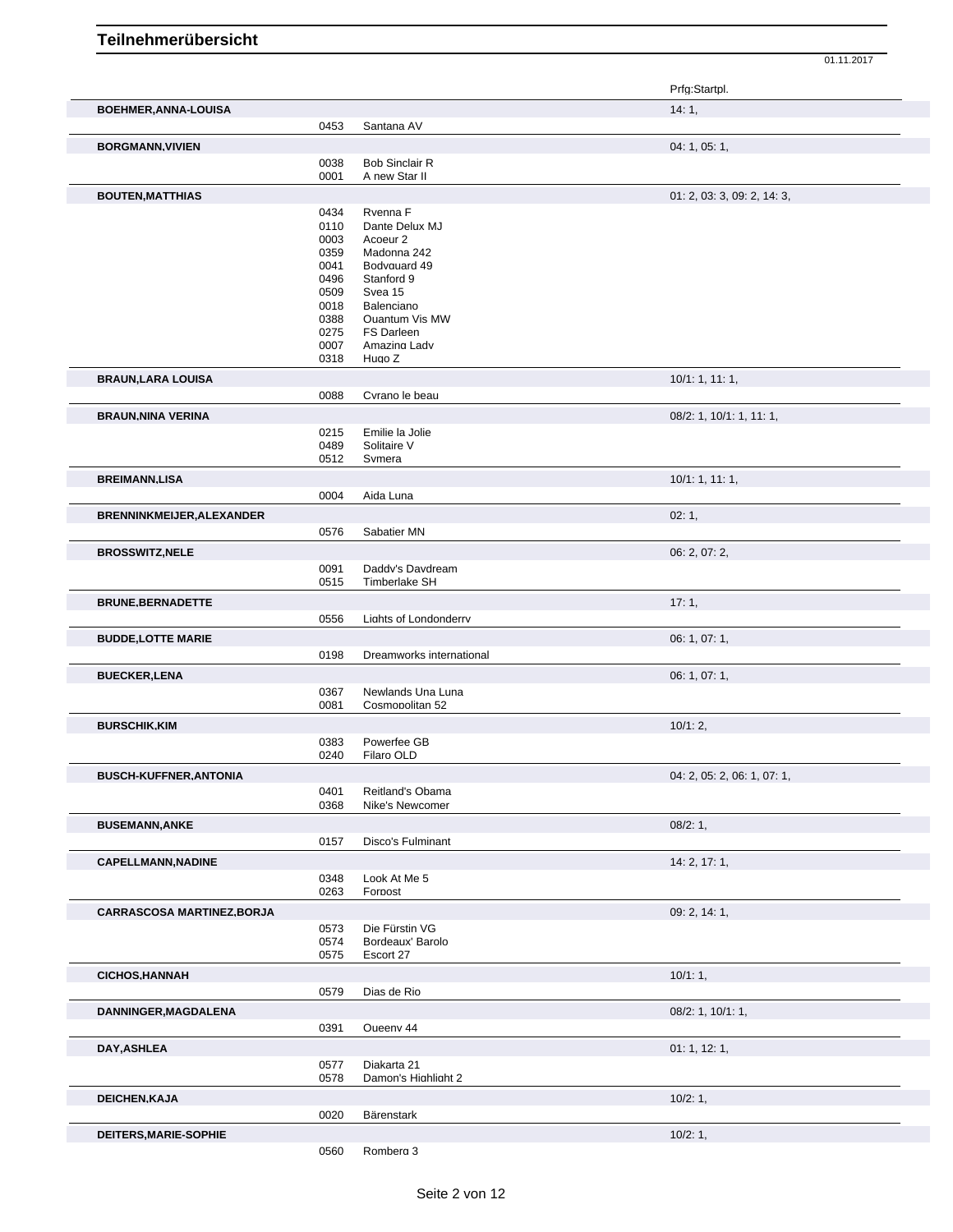# Teilnehmerübersicht

01.11.2017

| Name | Nr. | Pferd | Prfg:Startpl. |
|---|---|---|---|
| **BOEHMER,ANNA-LOUISA** | | | 14: 1, |
| | 0453 | Santana AV | |
| **BORGMANN,VIVIEN** | | | 04: 1, 05: 1, |
| | 0038 | Bob Sinclair R | |
| | 0001 | A new Star II | |
| **BOUTEN,MATTHIAS** | | | 01: 2, 03: 3, 09: 2, 14: 3, |
| | 0434 | Rvenna F | |
| | 0110 | Dante Delux MJ | |
| | 0003 | Acoeur 2 | |
| | 0359 | Madonna 242 | |
| | 0041 | Bodyguard 49 | |
| | 0496 | Stanford 9 | |
| | 0509 | Svea 15 | |
| | 0018 | Balenciano | |
| | 0388 | Quantum Vis MW | |
| | 0275 | FS Darleen | |
| | 0007 | Amazing Lady | |
| | 0318 | Hugo Z | |
| **BRAUN,LARA LOUISA** | | | 10/1: 1, 11: 1, |
| | 0088 | Cyrano le beau | |
| **BRAUN,NINA VERINA** | | | 08/2: 1, 10/1: 1, 11: 1, |
| | 0215 | Emilie la Jolie | |
| | 0489 | Solitaire V | |
| | 0512 | Symera | |
| **BREIMANN,LISA** | | | 10/1: 1, 11: 1, |
| | 0004 | Aida Luna | |
| **BRENNINKMEIJER,ALEXANDER** | | | 02: 1, |
| | 0576 | Sabatier MN | |
| **BROSSWITZ,NELE** | | | 06: 2, 07: 2, |
| | 0091 | Daddy's Daydream | |
| | 0515 | Timberlake SH | |
| **BRUNE,BERNADETTE** | | | 17: 1, |
| | 0556 | Lights of Londonderry | |
| **BUDDE,LOTTE MARIE** | | | 06: 1, 07: 1, |
| | 0198 | Dreamworks international | |
| **BUECKER,LENA** | | | 06: 1, 07: 1, |
| | 0367 | Newlands Una Luna | |
| | 0081 | Cosmopolitan 52 | |
| **BURSCHIK,KIM** | | | 10/1: 2, |
| | 0383 | Powerfee GB | |
| | 0240 | Filaro OLD | |
| **BUSCH-KUFFNER,ANTONIA** | | | 04: 2, 05: 2, 06: 1, 07: 1, |
| | 0401 | Reitland's Obama | |
| | 0368 | Nike's Newcomer | |
| **BUSEMANN,ANKE** | | | 08/2: 1, |
| | 0157 | Disco's Fulminant | |
| **CAPELLMANN,NADINE** | | | 14: 2, 17: 1, |
| | 0348 | Look At Me 5 | |
| | 0263 | Forpost | |
| **CARRASCOSA MARTINEZ,BORJA** | | | 09: 2, 14: 1, |
| | 0573 | Die Fürstin VG | |
| | 0574 | Bordeaux' Barolo | |
| | 0575 | Escort 27 | |
| **CICHOS,HANNAH** | | | 10/1: 1, |
| | 0579 | Dias de Rio | |
| **DANNINGER,MAGDALENA** | | | 08/2: 1, 10/1: 1, |
| | 0391 | Queeny 44 | |
| **DAY,ASHLEA** | | | 01: 1, 12: 1, |
| | 0577 | Djakarta 21 | |
| | 0578 | Damon's Highlight 2 | |
| **DEICHEN,KAJA** | | | 10/2: 1, |
| | 0020 | Bärenstark | |
| **DEITERS,MARIE-SOPHIE** | | | 10/2: 1, |
| | 0560 | Romberg 3 | |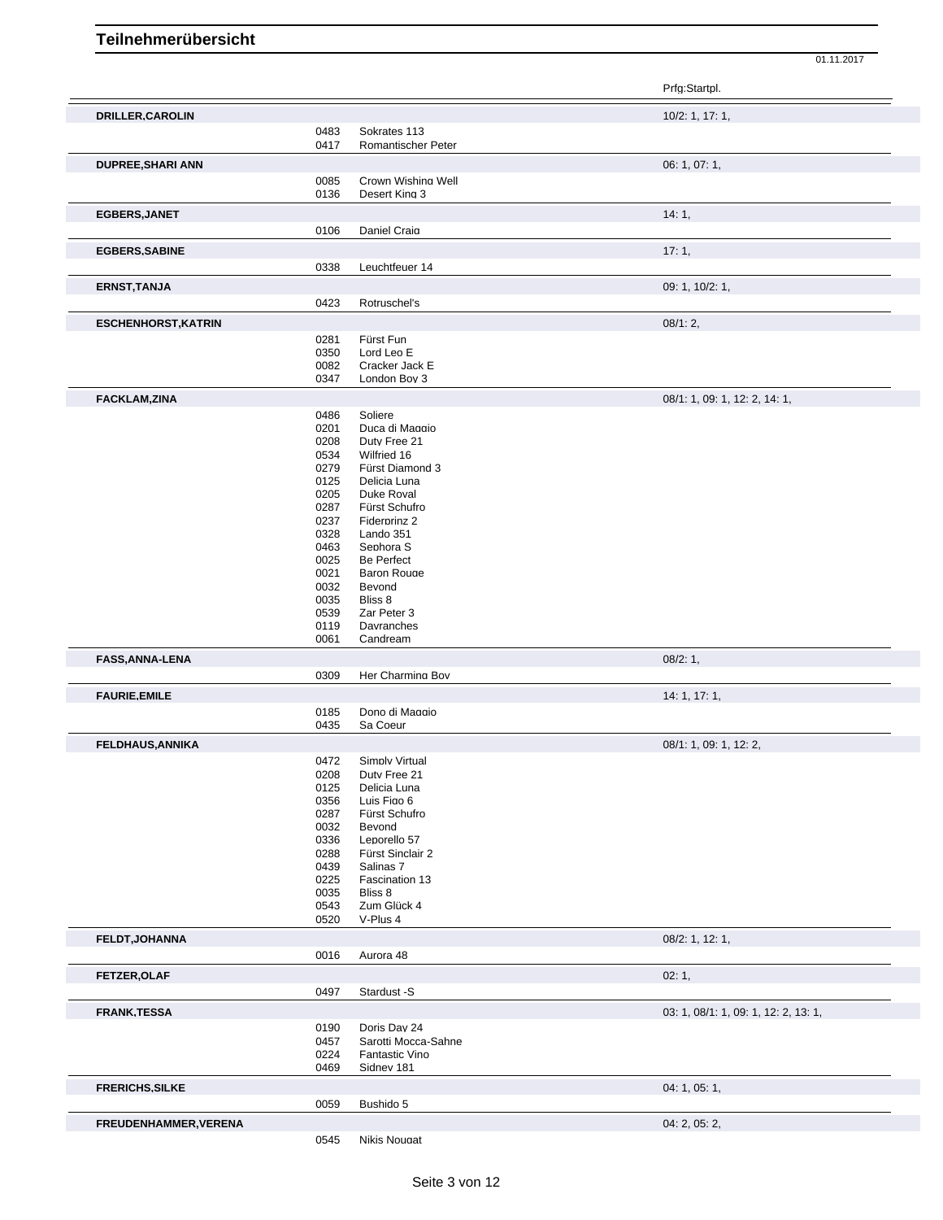# Teilnehmerübersicht

01.11.2017

| | | | Prfg:Startpl. |
|---|---|---|---|
| **DRILLER,CAROLIN** | | | 10/2: 1, 17: 1, |
| | 0483 | Sokrates 113 | |
| | 0417 | Romantischer Peter | |
| **DUPREE,SHARI ANN** | | | 06: 1, 07: 1, |
| | 0085 | Crown Wishing Well | |
| | 0136 | Desert King 3 | |
| **EGBERS,JANET** | | | 14: 1, |
| | 0106 | Daniel Craig | |
| **EGBERS,SABINE** | | | 17: 1, |
| | 0338 | Leuchtfeuer 14 | |
| **ERNST,TANJA** | | | 09: 1, 10/2: 1, |
| | 0423 | Rotruschel's | |
| **ESCHENHORST,KATRIN** | | | 08/1: 2, |
| | 0281 | Fürst Fun | |
| | 0350 | Lord Leo E | |
| | 0082 | Cracker Jack E | |
| | 0347 | London Boy 3 | |
| **FACKLAM,ZINA** | | | 08/1: 1, 09: 1, 12: 2, 14: 1, |
| | 0486 | Soliere | |
| | 0201 | Duca di Maggio | |
| | 0208 | Duty Free 21 | |
| | 0534 | Wilfried 16 | |
| | 0279 | Fürst Diamond 3 | |
| | 0125 | Delicia Luna | |
| | 0205 | Duke Royal | |
| | 0287 | Fürst Schufro | |
| | 0237 | Fiderprinz 2 | |
| | 0328 | Lando 351 | |
| | 0463 | Sephora S | |
| | 0025 | Be Perfect | |
| | 0021 | Baron Rouge | |
| | 0032 | Beyond | |
| | 0035 | Bliss 8 | |
| | 0539 | Zar Peter 3 | |
| | 0119 | Dayranches | |
| | 0061 | Candream | |
| **FASS,ANNA-LENA** | | | 08/2: 1, |
| | 0309 | Her Charming Boy | |
| **FAURIE,EMILE** | | | 14: 1, 17: 1, |
| | 0185 | Dono di Maggio | |
| | 0435 | Sa Coeur | |
| **FELDHAUS,ANNIKA** | | | 08/1: 1, 09: 1, 12: 2, |
| | 0472 | Simply Virtual | |
| | 0208 | Duty Free 21 | |
| | 0125 | Delicia Luna | |
| | 0356 | Luis Figo 6 | |
| | 0287 | Fürst Schufro | |
| | 0032 | Beyond | |
| | 0336 | Leporello 57 | |
| | 0288 | Fürst Sinclair 2 | |
| | 0439 | Salinas 7 | |
| | 0225 | Fascination 13 | |
| | 0035 | Bliss 8 | |
| | 0543 | Zum Glück 4 | |
| | 0520 | V-Plus 4 | |
| **FELDT,JOHANNA** | | | 08/2: 1, 12: 1, |
| | 0016 | Aurora 48 | |
| **FETZER,OLAF** | | | 02: 1, |
| | 0497 | Stardust -S | |
| **FRANK,TESSA** | | | 03: 1, 08/1: 1, 09: 1, 12: 2, 13: 1, |
| | 0190 | Doris Day 24 | |
| | 0457 | Sarotti Mocca-Sahne | |
| | 0224 | Fantastic Vino | |
| | 0469 | Sidney 181 | |
| **FRERICHS,SILKE** | | | 04: 1, 05: 1, |
| | 0059 | Bushido 5 | |
| **FREUDENHAMMER,VERENA** | | | 04: 2, 05: 2, |
| | 0545 | Nikis Nougat | |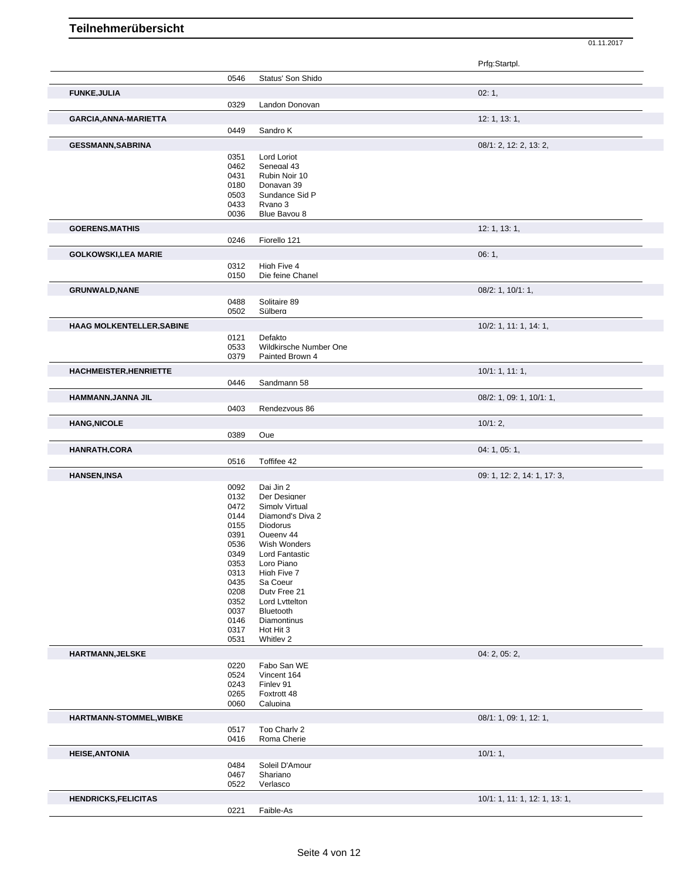# Teilnehmerübersicht

01.11.2017

| Name | Nr. | Pferd | Prfg:Startpl. |
|---|---|---|---|
| | 0546 | Status' Son Shido | |
| **FUNKE,JULIA** | | | 02: 1, |
| | 0329 | Landon Donovan | |
| **GARCIA,ANNA-MARIETTA** | | | 12: 1, 13: 1, |
| | 0449 | Sandro K | |
| **GESSMANN,SABRINA** | | | 08/1: 2, 12: 2, 13: 2, |
| | 0351 | Lord Loriot | |
| | 0462 | Senegal 43 | |
| | 0431 | Rubin Noir 10 | |
| | 0180 | Donavan 39 | |
| | 0503 | Sundance Sid P | |
| | 0433 | Ryano 3 | |
| | 0036 | Blue Bayou 8 | |
| **GOERENS,MATHIS** | | | 12: 1, 13: 1, |
| | 0246 | Fiorello 121 | |
| **GOLKOWSKI,LEA MARIE** | | | 06: 1, |
| | 0312 | High Five 4 | |
| | 0150 | Die feine Chanel | |
| **GRUNWALD,NANE** | | | 08/2: 1, 10/1: 1, |
| | 0488 | Solitaire 89 | |
| | 0502 | Sülberg | |
| **HAAG MOLKENTELLER,SABINE** | | | 10/2: 1, 11: 1, 14: 1, |
| | 0121 | Defakto | |
| | 0533 | Wildkirsche Number One | |
| | 0379 | Painted Brown 4 | |
| **HACHMEISTER,HENRIETTE** | | | 10/1: 1, 11: 1, |
| | 0446 | Sandmann 58 | |
| **HAMMANN,JANNA JIL** | | | 08/2: 1, 09: 1, 10/1: 1, |
| | 0403 | Rendezvous 86 | |
| **HANG,NICOLE** | | | 10/1: 2, |
| | 0389 | Oue | |
| **HANRATH,CORA** | | | 04: 1, 05: 1, |
| | 0516 | Toffifee 42 | |
| **HANSEN,INSA** | | | 09: 1, 12: 2, 14: 1, 17: 3, |
| | 0092 | Dai Jin 2 | |
| | 0132 | Der Designer | |
| | 0472 | Simply Virtual | |
| | 0144 | Diamond's Diva 2 | |
| | 0155 | Diodorus | |
| | 0391 | Queeny 44 | |
| | 0536 | Wish Wonders | |
| | 0349 | Lord Fantastic | |
| | 0353 | Loro Piano | |
| | 0313 | High Five 7 | |
| | 0435 | Sa Coeur | |
| | 0208 | Duty Free 21 | |
| | 0352 | Lord Lyttelton | |
| | 0037 | Bluetooth | |
| | 0146 | Diamontinus | |
| | 0317 | Hot Hit 3 | |
| | 0531 | Whitley 2 | |
| **HARTMANN,JELSKE** | | | 04: 2, 05: 2, |
| | 0220 | Fabo San WE | |
| | 0524 | Vincent 164 | |
| | 0243 | Finley 91 | |
| | 0265 | Foxtrott 48 | |
| | 0060 | Calupina | |
| **HARTMANN-STOMMEL,WIBKE** | | | 08/1: 1, 09: 1, 12: 1, |
| | 0517 | Top Charly 2 | |
| | 0416 | Roma Cherie | |
| **HEISE,ANTONIA** | | | 10/1: 1, |
| | 0484 | Soleil D'Amour | |
| | 0467 | Shariano | |
| | 0522 | Verlasco | |
| **HENDRICKS,FELICITAS** | | | 10/1: 1, 11: 1, 12: 1, 13: 1, |
| | 0221 | Faible-As | |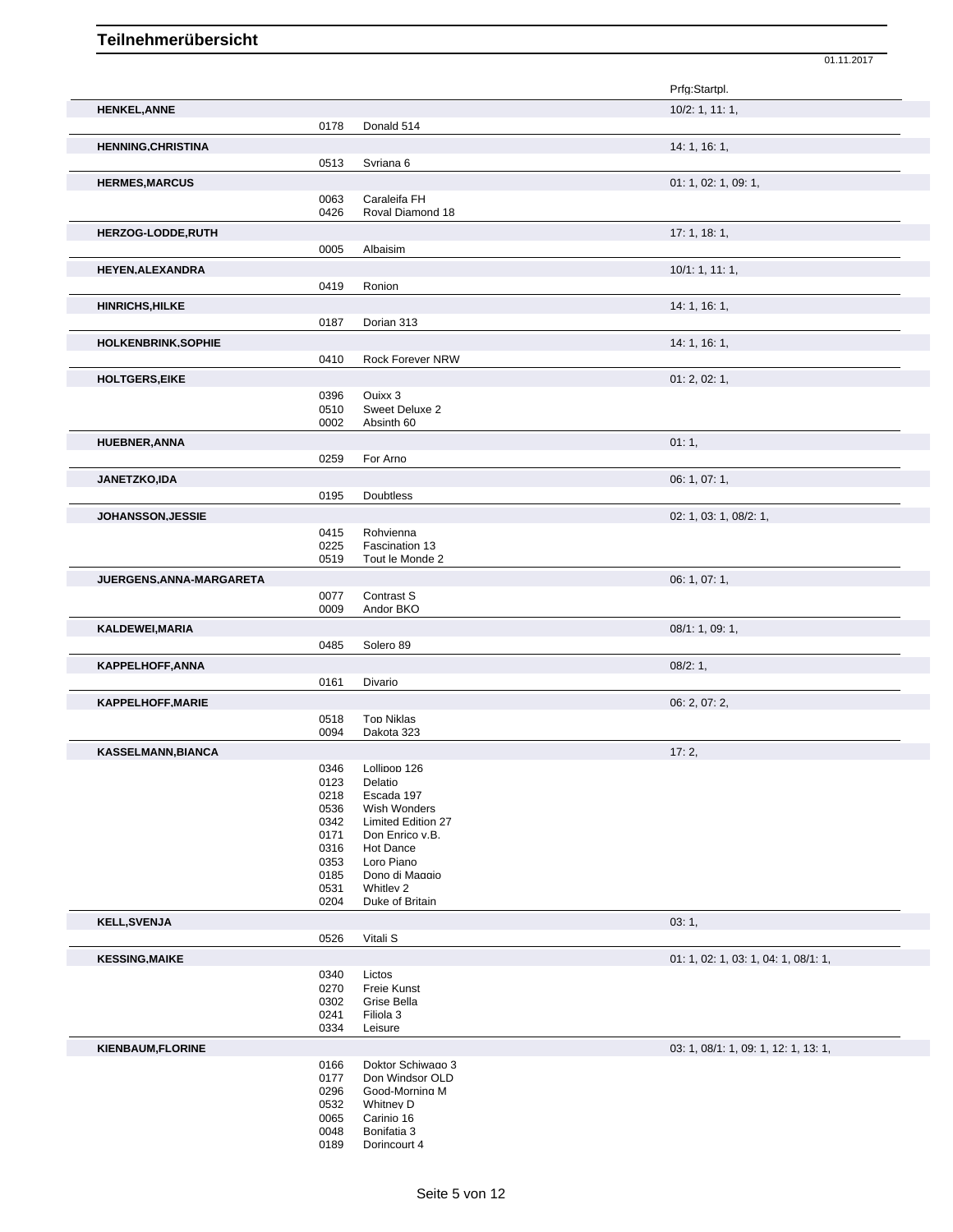# Teilnehmerübersicht

01.11.2017

| Name | Nr. | Pferd | Prfg:Startpl. |
|---|---|---|---|
| **HENKEL,ANNE** | | | 10/2: 1, 11: 1, |
| | 0178 | Donald 514 | |
| **HENNING,CHRISTINA** | | | 14: 1, 16: 1, |
| | 0513 | Svriana 6 | |
| **HERMES,MARCUS** | | | 01: 1, 02: 1, 09: 1, |
| | 0063 | Caraleifa FH | |
| | 0426 | Roval Diamond 18 | |
| **HERZOG-LODDE,RUTH** | | | 17: 1, 18: 1, |
| | 0005 | Albaisim | |
| **HEYEN,ALEXANDRA** | | | 10/1: 1, 11: 1, |
| | 0419 | Ronion | |
| **HINRICHS,HILKE** | | | 14: 1, 16: 1, |
| | 0187 | Dorian 313 | |
| **HOLKENBRINK,SOPHIE** | | | 14: 1, 16: 1, |
| | 0410 | Rock Forever NRW | |
| **HOLTGERS,EIKE** | | | 01: 2, 02: 1, |
| | 0396 | Ouixx 3 | |
| | 0510 | Sweet Deluxe 2 | |
| | 0002 | Absinth 60 | |
| **HUEBNER,ANNA** | | | 01: 1, |
| | 0259 | For Arno | |
| **JANETZKO,IDA** | | | 06: 1, 07: 1, |
| | 0195 | Doubtless | |
| **JOHANSSON,JESSIE** | | | 02: 1, 03: 1, 08/2: 1, |
| | 0415 | Rohvienna | |
| | 0225 | Fascination 13 | |
| | 0519 | Tout le Monde 2 | |
| **JUERGENS,ANNA-MARGARETA** | | | 06: 1, 07: 1, |
| | 0077 | Contrast S | |
| | 0009 | Andor BKO | |
| **KALDEWEI,MARIA** | | | 08/1: 1, 09: 1, |
| | 0485 | Solero 89 | |
| **KAPPELHOFF,ANNA** | | | 08/2: 1, |
| | 0161 | Divario | |
| **KAPPELHOFF,MARIE** | | | 06: 2, 07: 2, |
| | 0518 | Top Niklas | |
| | 0094 | Dakota 323 | |
| **KASSELMANN,BIANCA** | | | 17: 2, |
| | 0346 | Lollipop 126 | |
| | 0123 | Delatio | |
| | 0218 | Escada 197 | |
| | 0536 | Wish Wonders | |
| | 0342 | Limited Edition 27 | |
| | 0171 | Don Enrico v.B. | |
| | 0316 | Hot Dance | |
| | 0353 | Loro Piano | |
| | 0185 | Dono di Maggio | |
| | 0531 | Whitley 2 | |
| | 0204 | Duke of Britain | |
| **KELL,SVENJA** | | | 03: 1, |
| | 0526 | Vitali S | |
| **KESSING,MAIKE** | | | 01: 1, 02: 1, 03: 1, 04: 1, 08/1: 1, |
| | 0340 | Lictos | |
| | 0270 | Freie Kunst | |
| | 0302 | Grise Bella | |
| | 0241 | Filiola 3 | |
| | 0334 | Leisure | |
| **KIENBAUM,FLORINE** | | | 03: 1, 08/1: 1, 09: 1, 12: 1, 13: 1, |
| | 0166 | Doktor Schiwago 3 | |
| | 0177 | Don Windsor OLD | |
| | 0296 | Good-Morning M | |
| | 0532 | Whitney D | |
| | 0065 | Carinio 16 | |
| | 0048 | Bonifatia 3 | |
| | 0189 | Dorincourt 4 | |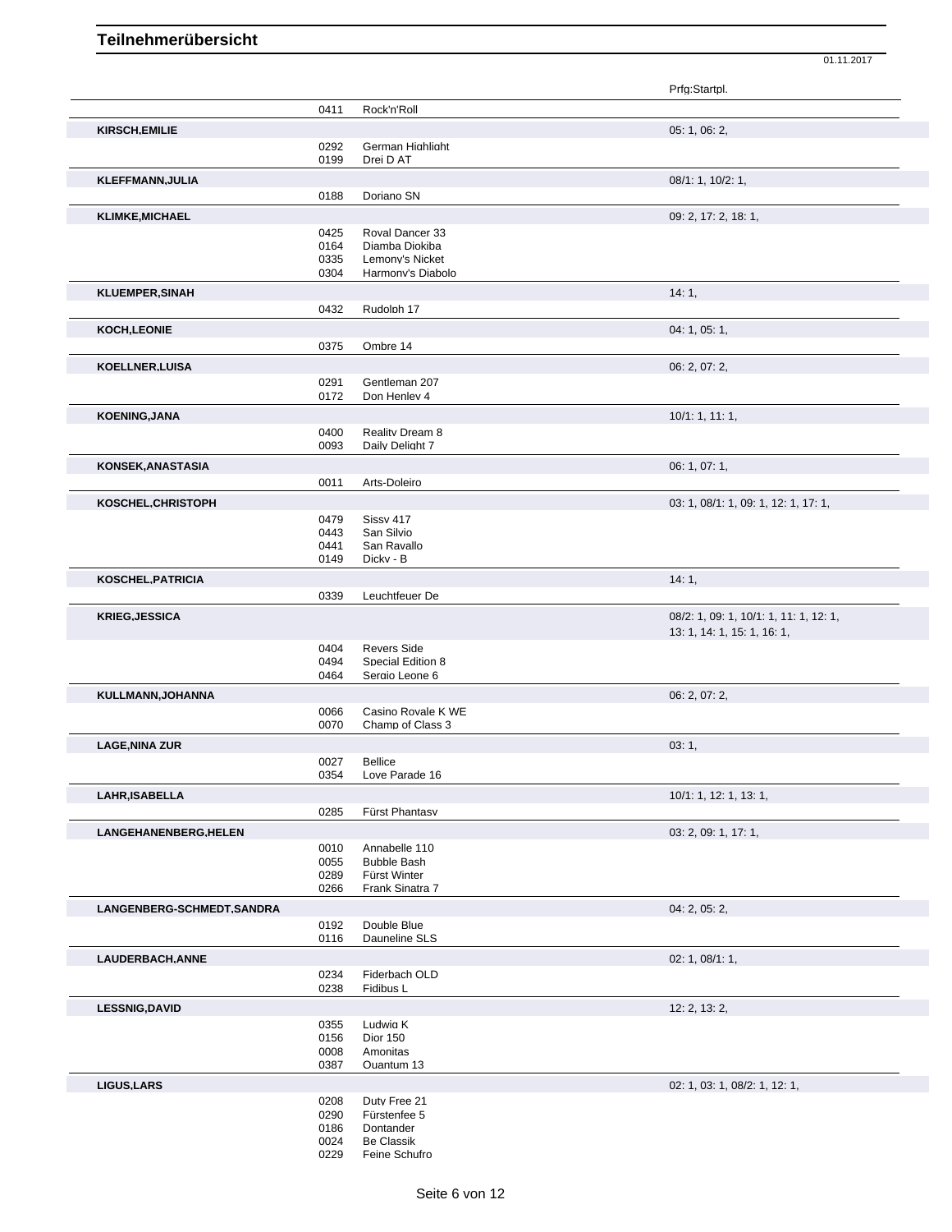# Teilnehmerübersicht

01.11.2017

| Name | Nr. | Pferd | Prfg:Startpl. |
|---|---|---|---|
| | 0411 | Rock'n'Roll | |
| **KIRSCH,EMILIE** | | | 05: 1, 06: 2, |
| | 0292 | German Highlight | |
| | 0199 | Drei D AT | |
| **KLEFFMANN,JULIA** | | | 08/1: 1, 10/2: 1, |
| | 0188 | Doriano SN | |
| **KLIMKE,MICHAEL** | | | 09: 2, 17: 2, 18: 1, |
| | 0425 | Royal Dancer 33 | |
| | 0164 | Diamba Diokiba | |
| | 0335 | Lemony's Nicket | |
| | 0304 | Harmony's Diabolo | |
| **KLUEMPER,SINAH** | | | 14: 1, |
| | 0432 | Rudolph 17 | |
| **KOCH,LEONIE** | | | 04: 1, 05: 1, |
| | 0375 | Ombre 14 | |
| **KOELLNER,LUISA** | | | 06: 2, 07: 2, |
| | 0291 | Gentleman 207 | |
| | 0172 | Don Henley 4 | |
| **KOENING,JANA** | | | 10/1: 1, 11: 1, |
| | 0400 | Reality Dream 8 | |
| | 0093 | Daily Delight 7 | |
| **KONSEK,ANASTASIA** | | | 06: 1, 07: 1, |
| | 0011 | Arts-Doleiro | |
| **KOSCHEL,CHRISTOPH** | | | 03: 1, 08/1: 1, 09: 1, 12: 1, 17: 1, |
| | 0479 | Sissy 417 | |
| | 0443 | San Silvio | |
| | 0441 | San Ravallo | |
| | 0149 | Dicky - B | |
| **KOSCHEL,PATRICIA** | | | 14: 1, |
| | 0339 | Leuchtfeuer De | |
| **KRIEG,JESSICA** | | | 08/2: 1, 09: 1, 10/1: 1, 11: 1, 12: 1, 13: 1, 14: 1, 15: 1, 16: 1, |
| | 0404 | Revers Side | |
| | 0494 | Special Edition 8 | |
| | 0464 | Sergio Leone 6 | |
| **KULLMANN,JOHANNA** | | | 06: 2, 07: 2, |
| | 0066 | Casino Royale K WE | |
| | 0070 | Champ of Class 3 | |
| **LAGE,NINA ZUR** | | | 03: 1, |
| | 0027 | Bellice | |
| | 0354 | Love Parade 16 | |
| **LAHR,ISABELLA** | | | 10/1: 1, 12: 1, 13: 1, |
| | 0285 | Fürst Phantasy | |
| **LANGEHANENBERG,HELEN** | | | 03: 2, 09: 1, 17: 1, |
| | 0010 | Annabelle 110 | |
| | 0055 | Bubble Bash | |
| | 0289 | Fürst Winter | |
| | 0266 | Frank Sinatra 7 | |
| **LANGENBERG-SCHMEDT,SANDRA** | | | 04: 2, 05: 2, |
| | 0192 | Double Blue | |
| | 0116 | Dauneline SLS | |
| **LAUDERBACH,ANNE** | | | 02: 1, 08/1: 1, |
| | 0234 | Fiderbach OLD | |
| | 0238 | Fidibus L | |
| **LESSNIG,DAVID** | | | 12: 2, 13: 2, |
| | 0355 | Ludwig K | |
| | 0156 | Dior 150 | |
| | 0008 | Amonitas | |
| | 0387 | Quantum 13 | |
| **LIGUS,LARS** | | | 02: 1, 03: 1, 08/2: 1, 12: 1, |
| | 0208 | Duty Free 21 | |
| | 0290 | Fürstenfee 5 | |
| | 0186 | Dontander | |
| | 0024 | Be Classik | |
| | 0229 | Feine Schufro | |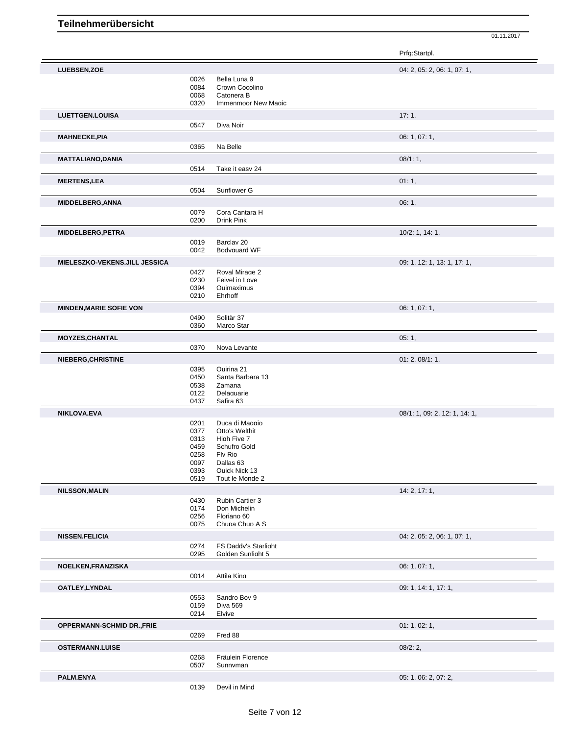# Teilnehmerübersicht

01.11.2017

| Name | Nr. | Pferd | Prfg:Startpl. |
|---|---|---|---|
| **LUEBSEN,ZOE** | | | 04: 2, 05: 2, 06: 1, 07: 1, |
| | 0026 | Bella Luna 9 | |
| | 0084 | Crown Cocolino | |
| | 0068 | Catonera B | |
| | 0320 | Immenmoor New Magic | |
| **LUETTGEN,LOUISA** | | | 17: 1, |
| | 0547 | Diva Noir | |
| **MAHNECKE,PIA** | | | 06: 1, 07: 1, |
| | 0365 | Na Belle | |
| **MATTALIANO,DANIA** | | | 08/1: 1, |
| | 0514 | Take it easy 24 | |
| **MERTENS,LEA** | | | 01: 1, |
| | 0504 | Sunflower G | |
| **MIDDELBERG,ANNA** | | | 06: 1, |
| | 0079 | Cora Cantara H | |
| | 0200 | Drink Pink | |
| **MIDDELBERG,PETRA** | | | 10/2: 1, 14: 1, |
| | 0019 | Barclay 20 | |
| | 0042 | Bodyguard WF | |
| **MIELESZKO-VEKENS,JILL JESSICA** | | | 09: 1, 12: 1, 13: 1, 17: 1, |
| | 0427 | Royal Mirage 2 | |
| | 0230 | Feivel in Love | |
| | 0394 | Quimaximus | |
| | 0210 | Ehrhoff | |
| **MINDEN,MARIE SOFIE VON** | | | 06: 1, 07: 1, |
| | 0490 | Solitär 37 | |
| | 0360 | Marco Star | |
| **MOYZES,CHANTAL** | | | 05: 1, |
| | 0370 | Nova Levante | |
| **NIEBERG,CHRISTINE** | | | 01: 2, 08/1: 1, |
| | 0395 | Quirina 21 | |
| | 0450 | Santa Barbara 13 | |
| | 0538 | Zamana | |
| | 0122 | Delaguarie | |
| | 0437 | Safira 63 | |
| **NIKLOVA,EVA** | | | 08/1: 1, 09: 2, 12: 1, 14: 1, |
| | 0201 | Duca di Maggio | |
| | 0377 | Otto's Welthit | |
| | 0313 | High Five 7 | |
| | 0459 | Schufro Gold | |
| | 0258 | Fly Rio | |
| | 0097 | Dallas 63 | |
| | 0393 | Quick Nick 13 | |
| | 0519 | Tout le Monde 2 | |
| **NILSSON,MALIN** | | | 14: 2, 17: 1, |
| | 0430 | Rubin Cartier 3 | |
| | 0174 | Don Michelin | |
| | 0256 | Floriano 60 | |
| | 0075 | Chupa Chup A S | |
| **NISSEN,FELICIA** | | | 04: 2, 05: 2, 06: 1, 07: 1, |
| | 0274 | FS Daddy's Starlight | |
| | 0295 | Golden Sunlight 5 | |
| **NOELKEN,FRANZISKA** | | | 06: 1, 07: 1, |
| | 0014 | Attila King | |
| **OATLEY,LYNDAL** | | | 09: 1, 14: 1, 17: 1, |
| | 0553 | Sandro Boy 9 | |
| | 0159 | Diva 569 | |
| | 0214 | Elvive | |
| **OPPERMANN-SCHMID DR.,FRIE** | | | 01: 1, 02: 1, |
| | 0269 | Fred 88 | |
| **OSTERMANN,LUISE** | | | 08/2: 2, |
| | 0268 | Fräulein Florence | |
| | 0507 | Sunnyman | |
| **PALM,ENYA** | | | 05: 1, 06: 2, 07: 2, |
| | 0139 | Devil in Mind | |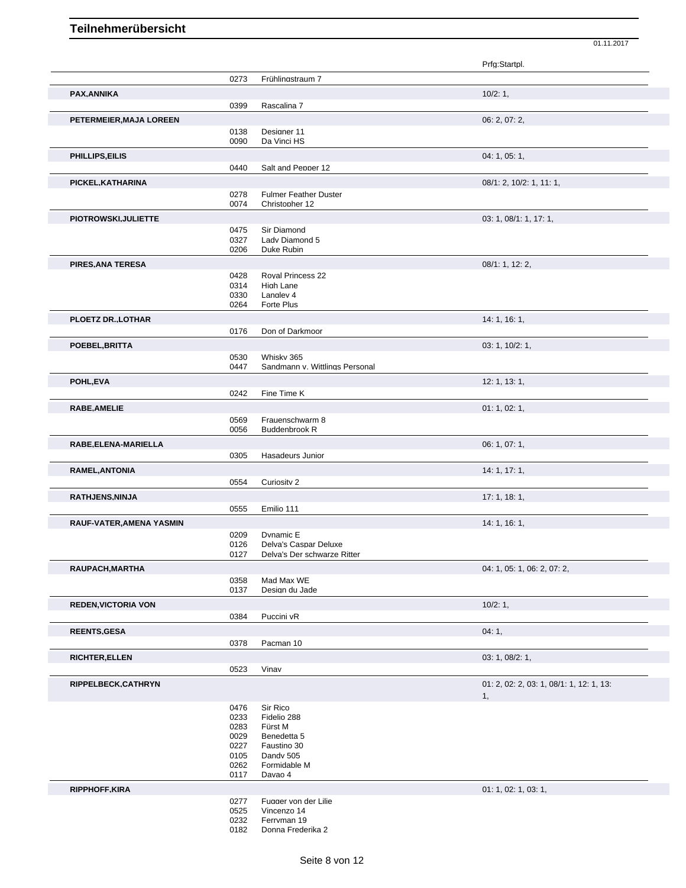# Teilnehmerübersicht

01.11.2017

| Name | Nr. | Pferd | Prfg:Startpl. |
|---|---|---|---|
| | 0273 | Frühlingstraum 7 | |
| **PAX,ANNIKA** | | | 10/2: 1, |
| | 0399 | Rascalina 7 | |
| **PETERMEIER,MAJA LOREEN** | | | 06: 2, 07: 2, |
| | 0138 | Designer 11 | |
| | 0090 | Da Vinci HS | |
| **PHILLIPS,EILIS** | | | 04: 1, 05: 1, |
| | 0440 | Salt and Pepper 12 | |
| **PICKEL,KATHARINA** | | | 08/1: 2, 10/2: 1, 11: 1, |
| | 0278 | Fulmer Feather Duster | |
| | 0074 | Christopher 12 | |
| **PIOTROWSKI,JULIETTE** | | | 03: 1, 08/1: 1, 17: 1, |
| | 0475 | Sir Diamond | |
| | 0327 | Lady Diamond 5 | |
| | 0206 | Duke Rubin | |
| **PIRES,ANA TERESA** | | | 08/1: 1, 12: 2, |
| | 0428 | Royal Princess 22 | |
| | 0314 | High Lane | |
| | 0330 | Langley 4 | |
| | 0264 | Forte Plus | |
| **PLOETZ DR.,LOTHAR** | | | 14: 1, 16: 1, |
| | 0176 | Don of Darkmoor | |
| **POEBEL,BRITTA** | | | 03: 1, 10/2: 1, |
| | 0530 | Whisky 365 | |
| | 0447 | Sandmann v. Wittlings Personal | |
| **POHL,EVA** | | | 12: 1, 13: 1, |
| | 0242 | Fine Time K | |
| **RABE,AMELIE** | | | 01: 1, 02: 1, |
| | 0569 | Frauenschwarm 8 | |
| | 0056 | Buddenbrook R | |
| **RABE,ELENA-MARIELLA** | | | 06: 1, 07: 1, |
| | 0305 | Hasadeurs Junior | |
| **RAMEL,ANTONIA** | | | 14: 1, 17: 1, |
| | 0554 | Curiosity 2 | |
| **RATHJENS,NINJA** | | | 17: 1, 18: 1, |
| | 0555 | Emilio 111 | |
| **RAUF-VATER,AMENA YASMIN** | | | 14: 1, 16: 1, |
| | 0209 | Dynamic E | |
| | 0126 | Delva's Caspar Deluxe | |
| | 0127 | Delva's Der schwarze Ritter | |
| **RAUPACH,MARTHA** | | | 04: 1, 05: 1, 06: 2, 07: 2, |
| | 0358 | Mad Max WE | |
| | 0137 | Design du Jade | |
| **REDEN,VICTORIA VON** | | | 10/2: 1, |
| | 0384 | Puccini vR | |
| **REENTS,GESA** | | | 04: 1, |
| | 0378 | Pacman 10 | |
| **RICHTER,ELLEN** | | | 03: 1, 08/2: 1, |
| | 0523 | Vinay | |
| **RIPPELBECK,CATHRYN** | | | 01: 2, 02: 2, 03: 1, 08/1: 1, 12: 1, 13: 1, |
| | 0476 | Sir Rico | |
| | 0233 | Fidelio 288 | |
| | 0283 | Fürst M | |
| | 0029 | Benedetta 5 | |
| | 0227 | Faustino 30 | |
| | 0105 | Dandy 505 | |
| | 0262 | Formidable M | |
| | 0117 | Davao 4 | |
| **RIPPHOFF,KIRA** | | | 01: 1, 02: 1, 03: 1, |
| | 0277 | Fugger von der Lilie | |
| | 0525 | Vincenzo 14 | |
| | 0232 | Ferryman 19 | |
| | 0182 | Donna Frederika 2 | |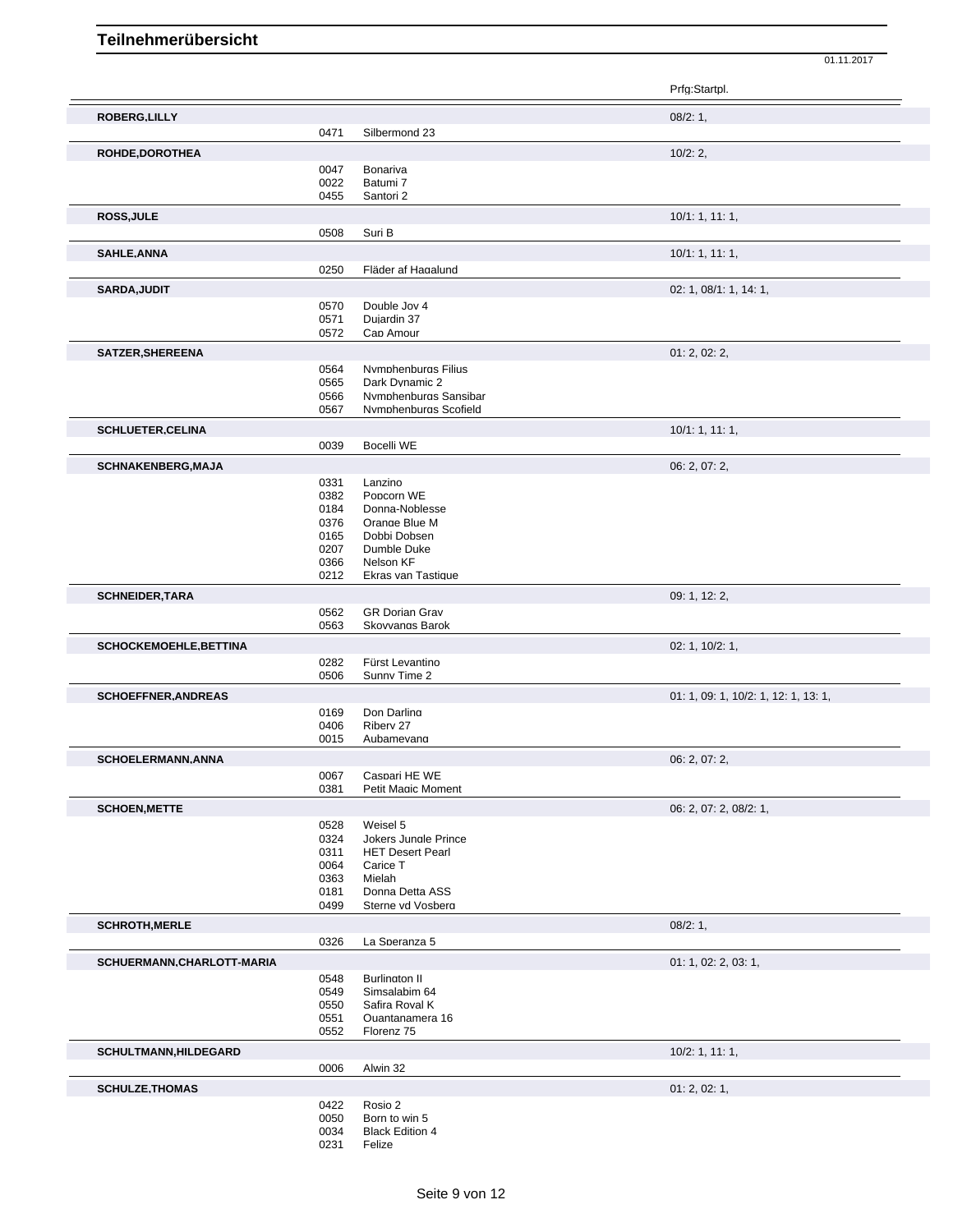# Teilnehmerübersicht

01.11.2017

| Name | Nr. | Pferd | Prfg:Startpl. |
|---|---|---|---|
| **ROBERG,LILLY** | | | 08/2: 1, |
| | 0471 | Silbermond 23 | |
| **ROHDE,DOROTHEA** | | | 10/2: 2, |
| | 0047 | Bonariva | |
| | 0022 | Batumi 7 | |
| | 0455 | Santori 2 | |
| **ROSS,JULE** | | | 10/1: 1, 11: 1, |
| | 0508 | Suri B | |
| **SAHLE,ANNA** | | | 10/1: 1, 11: 1, |
| | 0250 | Fläder af Hagalund | |
| **SARDA,JUDIT** | | | 02: 1, 08/1: 1, 14: 1, |
| | 0570 | Double Joy 4 | |
| | 0571 | Dujardin 37 | |
| | 0572 | Cap Amour | |
| **SATZER,SHEREENA** | | | 01: 2, 02: 2, |
| | 0564 | Nymphenburgs Filius | |
| | 0565 | Dark Dynamic 2 | |
| | 0566 | Nymphenburgs Sansibar | |
| | 0567 | Nymphenburgs Scofield | |
| **SCHLUETER,CELINA** | | | 10/1: 1, 11: 1, |
| | 0039 | Bocelli WE | |
| **SCHNAKENBERG,MAJA** | | | 06: 2, 07: 2, |
| | 0331 | Lanzino | |
| | 0382 | Popcorn WE | |
| | 0184 | Donna-Noblesse | |
| | 0376 | Orange Blue M | |
| | 0165 | Dobbi Dobsen | |
| | 0207 | Dumble Duke | |
| | 0366 | Nelson KF | |
| | 0212 | Ekras van Tastique | |
| **SCHNEIDER,TARA** | | | 09: 1, 12: 2, |
| | 0562 | GR Dorian Gray | |
| | 0563 | Skovvangs Barok | |
| **SCHOCKEMOEHLE,BETTINA** | | | 02: 1, 10/2: 1, |
| | 0282 | Fürst Levantino | |
| | 0506 | Sunny Time 2 | |
| **SCHOEFFNER,ANDREAS** | | | 01: 1, 09: 1, 10/2: 1, 12: 1, 13: 1, |
| | 0169 | Don Darling | |
| | 0406 | Ribery 27 | |
| | 0015 | Aubameyang | |
| **SCHOELERMANN,ANNA** | | | 06: 2, 07: 2, |
| | 0067 | Caspari HE WE | |
| | 0381 | Petit Magic Moment | |
| **SCHOEN,METTE** | | | 06: 2, 07: 2, 08/2: 1, |
| | 0528 | Weisel 5 | |
| | 0324 | Jokers Jungle Prince | |
| | 0311 | HET Desert Pearl | |
| | 0064 | Carice T | |
| | 0363 | Mielah | |
| | 0181 | Donna Detta ASS | |
| | 0499 | Sterne vd Vosberg | |
| **SCHROTH,MERLE** | | | 08/2: 1, |
| | 0326 | La Speranza 5 | |
| **SCHUERMANN,CHARLOTT-MARIA** | | | 01: 1, 02: 2, 03: 1, |
| | 0548 | Burlington II | |
| | 0549 | Simsalabim 64 | |
| | 0550 | Safira Royal K | |
| | 0551 | Quantanamera 16 | |
| | 0552 | Florenz 75 | |
| **SCHULTMANN,HILDEGARD** | | | 10/2: 1, 11: 1, |
| | 0006 | Alwin 32 | |
| **SCHULZE,THOMAS** | | | 01: 2, 02: 1, |
| | 0422 | Rosio 2 | |
| | 0050 | Born to win 5 | |
| | 0034 | Black Edition 4 | |
| | 0231 | Felize | |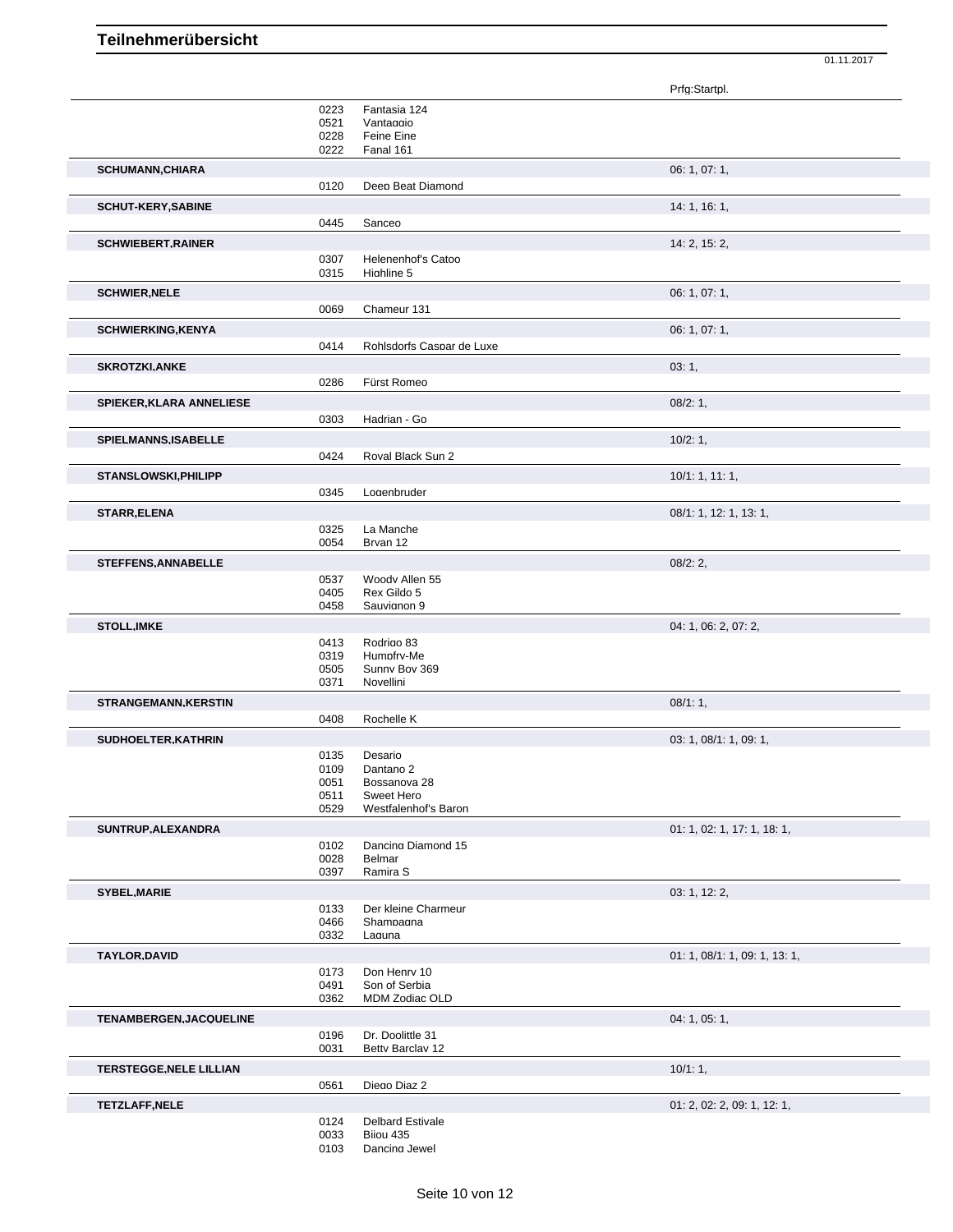# Teilnehmerübersicht

01.11.2017

| Name | Nr. | Pferd | Prfg:Startpl. |
|---|---|---|---|
| | 0223 | Fantasia 124 | |
| | 0521 | Vantaggio | |
| | 0228 | Feine Eine | |
| | 0222 | Fanal 161 | |
| **SCHUMANN,CHIARA** | | | 06: 1, 07: 1, |
| | 0120 | Deep Beat Diamond | |
| **SCHUT-KERY,SABINE** | | | 14: 1, 16: 1, |
| | 0445 | Sanceo | |
| **SCHWIEBERT,RAINER** | | | 14: 2, 15: 2, |
| | 0307 | Helenenhof's Catoo | |
| | 0315 | Highline 5 | |
| **SCHWIER,NELE** | | | 06: 1, 07: 1, |
| | 0069 | Chameur 131 | |
| **SCHWIERKING,KENYA** | | | 06: 1, 07: 1, |
| | 0414 | Rohlsdorfs Caspar de Luxe | |
| **SKROTZKI,ANKE** | | | 03: 1, |
| | 0286 | Fürst Romeo | |
| **SPIEKER,KLARA ANNELIESE** | | | 08/2: 1, |
| | 0303 | Hadrian - Go | |
| **SPIELMANNS,ISABELLE** | | | 10/2: 1, |
| | 0424 | Royal Black Sun 2 | |
| **STANSLOWSKI,PHILIPP** | | | 10/1: 1, 11: 1, |
| | 0345 | Logenbruder | |
| **STARR,ELENA** | | | 08/1: 1, 12: 1, 13: 1, |
| | 0325 | La Manche | |
| | 0054 | Bryan 12 | |
| **STEFFENS,ANNABELLE** | | | 08/2: 2, |
| | 0537 | Woody Allen 55 | |
| | 0405 | Rex Gildo 5 | |
| | 0458 | Sauvignon 9 | |
| **STOLL,IMKE** | | | 04: 1, 06: 2, 07: 2, |
| | 0413 | Rodrigo 83 | |
| | 0319 | Humpfry-Me | |
| | 0505 | Sunny Boy 369 | |
| | 0371 | Novellini | |
| **STRANGEMANN,KERSTIN** | | | 08/1: 1, |
| | 0408 | Rochelle K | |
| **SUDHOELTER,KATHRIN** | | | 03: 1, 08/1: 1, 09: 1, |
| | 0135 | Desario | |
| | 0109 | Dantano 2 | |
| | 0051 | Bossanova 28 | |
| | 0511 | Sweet Hero | |
| | 0529 | Westfalenhof's Baron | |
| **SUNTRUP,ALEXANDRA** | | | 01: 1, 02: 1, 17: 1, 18: 1, |
| | 0102 | Dancing Diamond 15 | |
| | 0028 | Belmar | |
| | 0397 | Ramira S | |
| **SYBEL,MARIE** | | | 03: 1, 12: 2, |
| | 0133 | Der kleine Charmeur | |
| | 0466 | Shampagna | |
| | 0332 | Laguna | |
| **TAYLOR,DAVID** | | | 01: 1, 08/1: 1, 09: 1, 13: 1, |
| | 0173 | Don Henry 10 | |
| | 0491 | Son of Serbia | |
| | 0362 | MDM Zodiac OLD | |
| **TENAMBERGEN,JACQUELINE** | | | 04: 1, 05: 1, |
| | 0196 | Dr. Doolittle 31 | |
| | 0031 | Betty Barclay 12 | |
| **TERSTEGGE,NELE LILLIAN** | | | 10/1: 1, |
| | 0561 | Diego Diaz 2 | |
| **TETZLAFF,NELE** | | | 01: 2, 02: 2, 09: 1, 12: 1, |
| | 0124 | Delbard Estivale | |
| | 0033 | Bijou 435 | |
| | 0103 | Dancing Jewel | |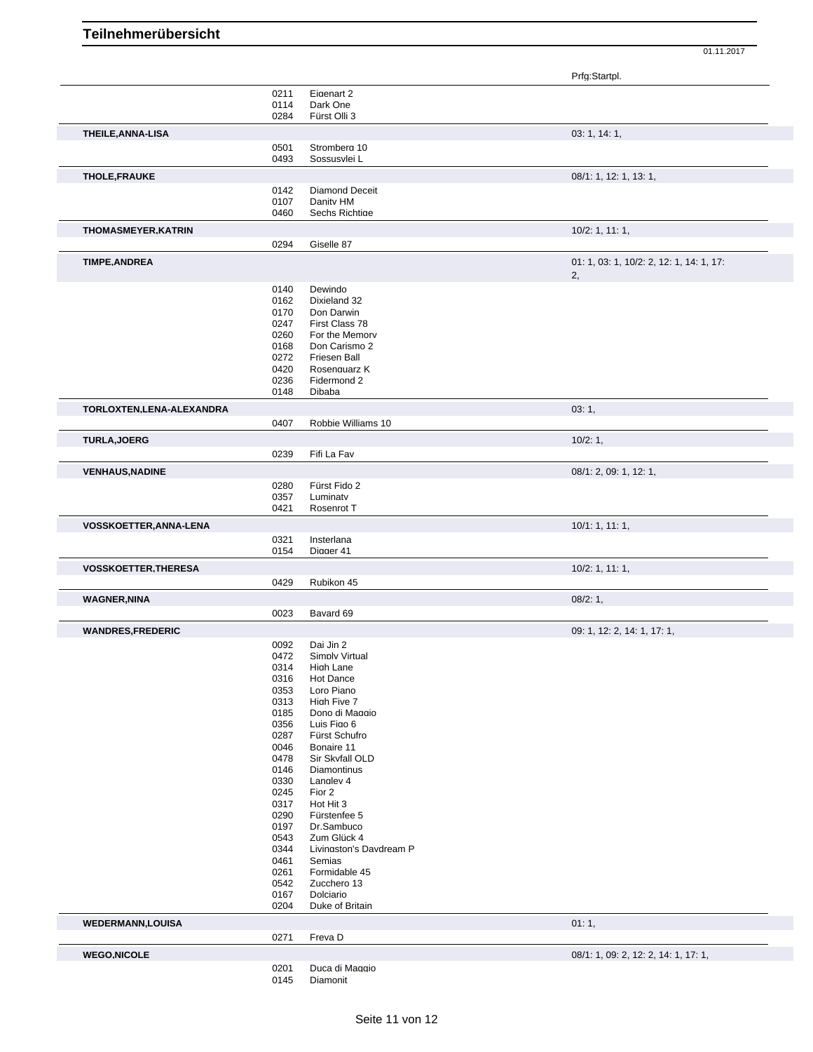## Teilnehmerübersicht

01.11.2017

| Name | Nr. | Pferd | Prfg:Startpl. |
|---|---|---|---|
| | 0211 | Eigenart 2 | |
| | 0114 | Dark One | |
| | 0284 | Fürst Olli 3 | |
| **THEILE,ANNA-LISA** | | | 03: 1, 14: 1, |
| | 0501 | Stromberg 10 | |
| | 0493 | Sossusvlei L | |
| **THOLE,FRAUKE** | | | 08/1: 1, 12: 1, 13: 1, |
| | 0142 | Diamond Deceit | |
| | 0107 | Danity HM | |
| | 0460 | Sechs Richtige | |
| **THOMASMEYER,KATRIN** | | | 10/2: 1, 11: 1, |
| | 0294 | Giselle 87 | |
| **TIMPE,ANDREA** | | | 01: 1, 03: 1, 10/2: 2, 12: 1, 14: 1, 17: 2, |
| | 0140 | Dewindo | |
| | 0162 | Dixieland 32 | |
| | 0170 | Don Darwin | |
| | 0247 | First Class 78 | |
| | 0260 | For the Memory | |
| | 0168 | Don Carismo 2 | |
| | 0272 | Friesen Ball | |
| | 0420 | Rosenquarz K | |
| | 0236 | Fidermond 2 | |
| | 0148 | Dibaba | |
| **TORLOXTEN,LENA-ALEXANDRA** | | | 03: 1, |
| | 0407 | Robbie Williams 10 | |
| **TURLA,JOERG** | | | 10/2: 1, |
| | 0239 | Fifi La Fay | |
| **VENHAUS,NADINE** | | | 08/1: 2, 09: 1, 12: 1, |
| | 0280 | Fürst Fido 2 | |
| | 0357 | Luminaty | |
| | 0421 | Rosenrot T | |
| **VOSSKOETTER,ANNA-LENA** | | | 10/1: 1, 11: 1, |
| | 0321 | Insterlana | |
| | 0154 | Digger 41 | |
| **VOSSKOETTER,THERESA** | | | 10/2: 1, 11: 1, |
| | 0429 | Rubikon 45 | |
| **WAGNER,NINA** | | | 08/2: 1, |
| | 0023 | Bayard 69 | |
| **WANDRES,FREDERIC** | | | 09: 1, 12: 2, 14: 1, 17: 1, |
| | 0092 | Dai Jin 2 | |
| | 0472 | Simply Virtual | |
| | 0314 | High Lane | |
| | 0316 | Hot Dance | |
| | 0353 | Loro Piano | |
| | 0313 | High Five 7 | |
| | 0185 | Dono di Maggio | |
| | 0356 | Luis Figo 6 | |
| | 0287 | Fürst Schufro | |
| | 0046 | Bonaire 11 | |
| | 0478 | Sir Skyfall OLD | |
| | 0146 | Diamontinus | |
| | 0330 | Langley 4 | |
| | 0245 | Fior 2 | |
| | 0317 | Hot Hit 3 | |
| | 0290 | Fürstenfee 5 | |
| | 0197 | Dr.Sambuco | |
| | 0543 | Zum Glück 4 | |
| | 0344 | Livingston's Daydream P | |
| | 0461 | Semias | |
| | 0261 | Formidable 45 | |
| | 0542 | Zucchero 13 | |
| | 0167 | Dolciario | |
| | 0204 | Duke of Britain | |
| **WEDERMANN,LOUISA** | | | 01: 1, |
| | 0271 | Freya D | |
| **WEGO,NICOLE** | | | 08/1: 1, 09: 2, 12: 2, 14: 1, 17: 1, |
| | 0201 | Duca di Maggio | |
| | 0145 | Diamonit | |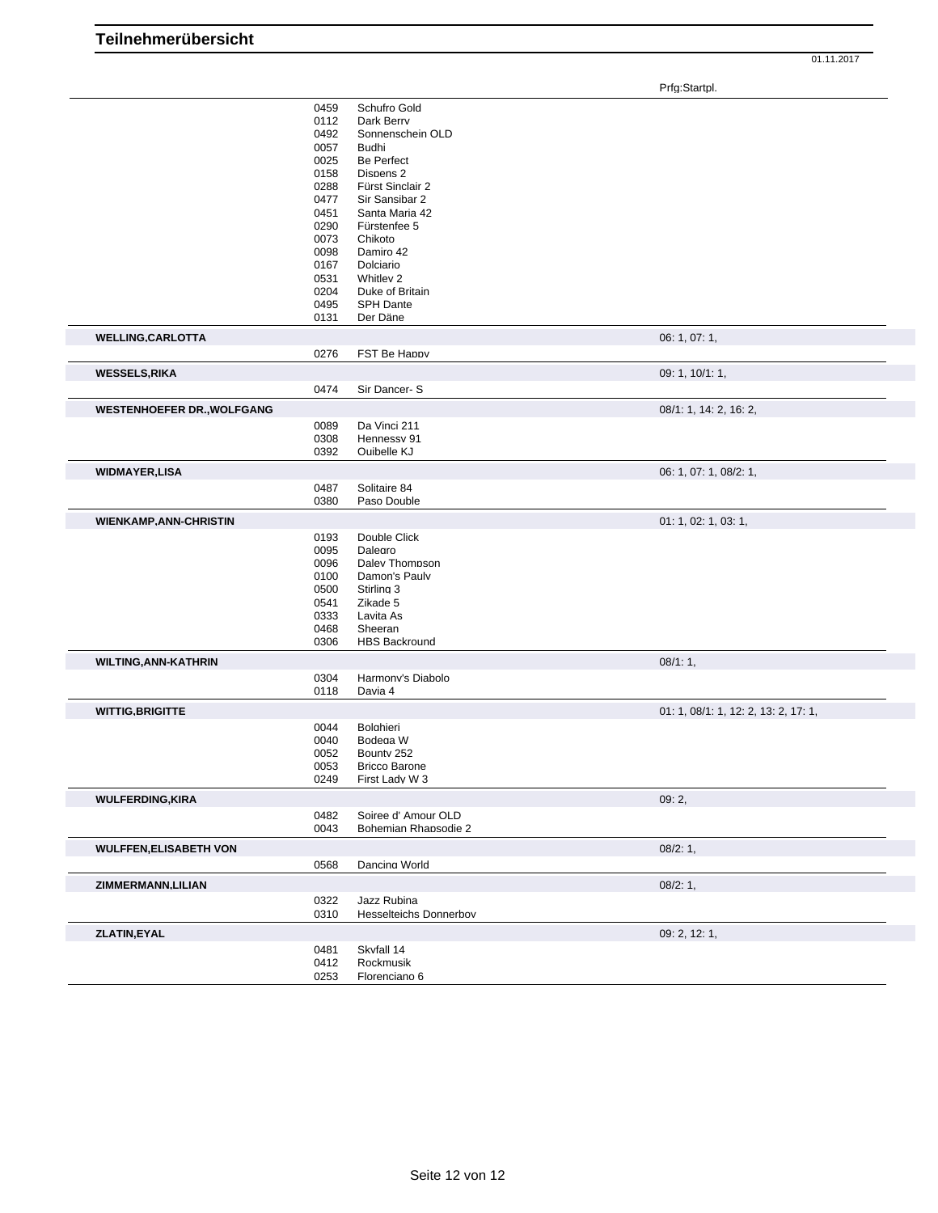# Teilnehmerübersicht

01.11.2017

| | | | Prfg:Startpl. |
|---|---|---|---|
| | 0459 | Schufro Gold | |
| | 0112 | Dark Berry | |
| | 0492 | Sonnenschein OLD | |
| | 0057 | Budhi | |
| | 0025 | Be Perfect | |
| | 0158 | Dispens 2 | |
| | 0288 | Fürst Sinclair 2 | |
| | 0477 | Sir Sansibar 2 | |
| | 0451 | Santa Maria 42 | |
| | 0290 | Fürstenfee 5 | |
| | 0073 | Chikoto | |
| | 0098 | Damiro 42 | |
| | 0167 | Dolciario | |
| | 0531 | Whitley 2 | |
| | 0204 | Duke of Britain | |
| | 0495 | SPH Dante | |
| | 0131 | Der Däne | |
| **WELLING,CARLOTTA** | | | 06: 1, 07: 1, |
| | 0276 | FST Be Happy | |
| **WESSELS,RIKA** | | | 09: 1, 10/1: 1, |
| | 0474 | Sir Dancer- S | |
| **WESTENHOEFER DR.,WOLFGANG** | | | 08/1: 1, 14: 2, 16: 2, |
| | 0089 | Da Vinci 211 | |
| | 0308 | Hennessy 91 | |
| | 0392 | Quibelle KJ | |
| **WIDMAYER,LISA** | | | 06: 1, 07: 1, 08/2: 1, |
| | 0487 | Solitaire 84 | |
| | 0380 | Paso Double | |
| **WIENKAMP,ANN-CHRISTIN** | | | 01: 1, 02: 1, 03: 1, |
| | 0193 | Double Click | |
| | 0095 | Dalegro | |
| | 0096 | Daley Thompson | |
| | 0100 | Damon's Pauly | |
| | 0500 | Stirling 3 | |
| | 0541 | Zikade 5 | |
| | 0333 | Lavita As | |
| | 0468 | Sheeran | |
| | 0306 | HBS Backround | |
| **WILTING,ANN-KATHRIN** | | | 08/1: 1, |
| | 0304 | Harmony's Diabolo | |
| | 0118 | Davia 4 | |
| **WITTIG,BRIGITTE** | | | 01: 1, 08/1: 1, 12: 2, 13: 2, 17: 1, |
| | 0044 | Bolghieri | |
| | 0040 | Bodega W | |
| | 0052 | Bounty 252 | |
| | 0053 | Bricco Barone | |
| | 0249 | First Lady W 3 | |
| **WULFERDING,KIRA** | | | 09: 2, |
| | 0482 | Soiree d' Amour OLD | |
| | 0043 | Bohemian Rhapsodie 2 | |
| **WULFFEN,ELISABETH VON** | | | 08/2: 1, |
| | 0568 | Dancing World | |
| **ZIMMERMANN,LILIAN** | | | 08/2: 1, |
| | 0322 | Jazz Rubina | |
| | 0310 | Hesselteichs Donnerboy | |
| **ZLATIN,EYAL** | | | 09: 2, 12: 1, |
| | 0481 | Skyfall 14 | |
| | 0412 | Rockmusik | |
| | 0253 | Florenciano 6 | |